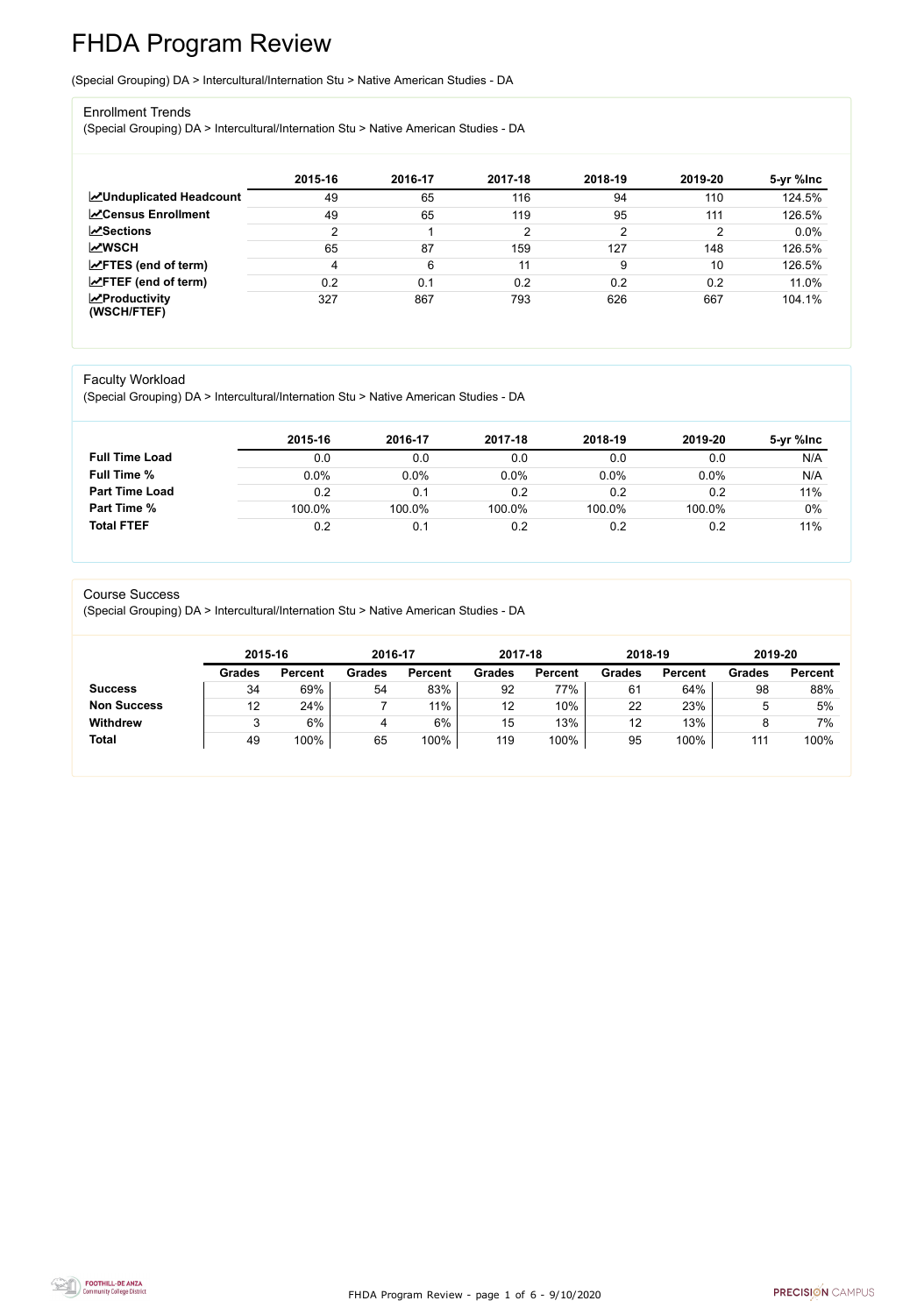# FHDA Program Review

(Special Grouping) DA > Intercultural/Internation Stu > Native American Studies - DA

## Enrollment Trends

(Special Grouping) DA > Intercultural/Internation Stu > Native American Studies - DA

| | 2015-16 | 2016-17 | 2017-18 | 2018-19 | 2019-20 | 5-yr %Inc |
|---|---|---|---|---|---|---|
| **Unduplicated Headcount** | 49 | 65 | 116 | 94 | 110 | 124.5% |
| **Census Enrollment** | 49 | 65 | 119 | 95 | 111 | 126.5% |
| **Sections** | 2 | 1 | 2 | 2 | 2 | 0.0% |
| **WSCH** | 65 | 87 | 159 | 127 | 148 | 126.5% |
| **FTES (end of term)** | 4 | 6 | 11 | 9 | 10 | 126.5% |
| **FTEF (end of term)** | 0.2 | 0.1 | 0.2 | 0.2 | 0.2 | 11.0% |
| **Productivity (WSCH/FTEF)** | 327 | 867 | 793 | 626 | 667 | 104.1% |

## Faculty Workload

(Special Grouping) DA > Intercultural/Internation Stu > Native American Studies - DA

| | 2015-16 | 2016-17 | 2017-18 | 2018-19 | 2019-20 | 5-yr %Inc |
|---|---|---|---|---|---|---|
| **Full Time Load** | 0.0 | 0.0 | 0.0 | 0.0 | 0.0 | N/A |
| **Full Time %** | 0.0% | 0.0% | 0.0% | 0.0% | 0.0% | N/A |
| **Part Time Load** | 0.2 | 0.1 | 0.2 | 0.2 | 0.2 | 11% |
| **Part Time %** | 100.0% | 100.0% | 100.0% | 100.0% | 100.0% | 0% |
| **Total FTEF** | 0.2 | 0.1 | 0.2 | 0.2 | 0.2 | 11% |

## Course Success

(Special Grouping) DA > Intercultural/Internation Stu > Native American Studies - DA

| | 2015-16 | | 2016-17 | | 2017-18 | | 2018-19 | | 2019-20 | |
|---|---|---|---|---|---|---|---|---|---|---|
| | Grades | Percent | Grades | Percent | Grades | Percent | Grades | Percent | Grades | Percent |
| **Success** | 34 | 69% | 54 | 83% | 92 | 77% | 61 | 64% | 98 | 88% |
| **Non Success** | 12 | 24% | 7 | 11% | 12 | 10% | 22 | 23% | 5 | 5% |
| **Withdrew** | 3 | 6% | 4 | 6% | 15 | 13% | 12 | 13% | 8 | 7% |
| **Total** | 49 | 100% | 65 | 100% | 119 | 100% | 95 | 100% | 111 | 100% |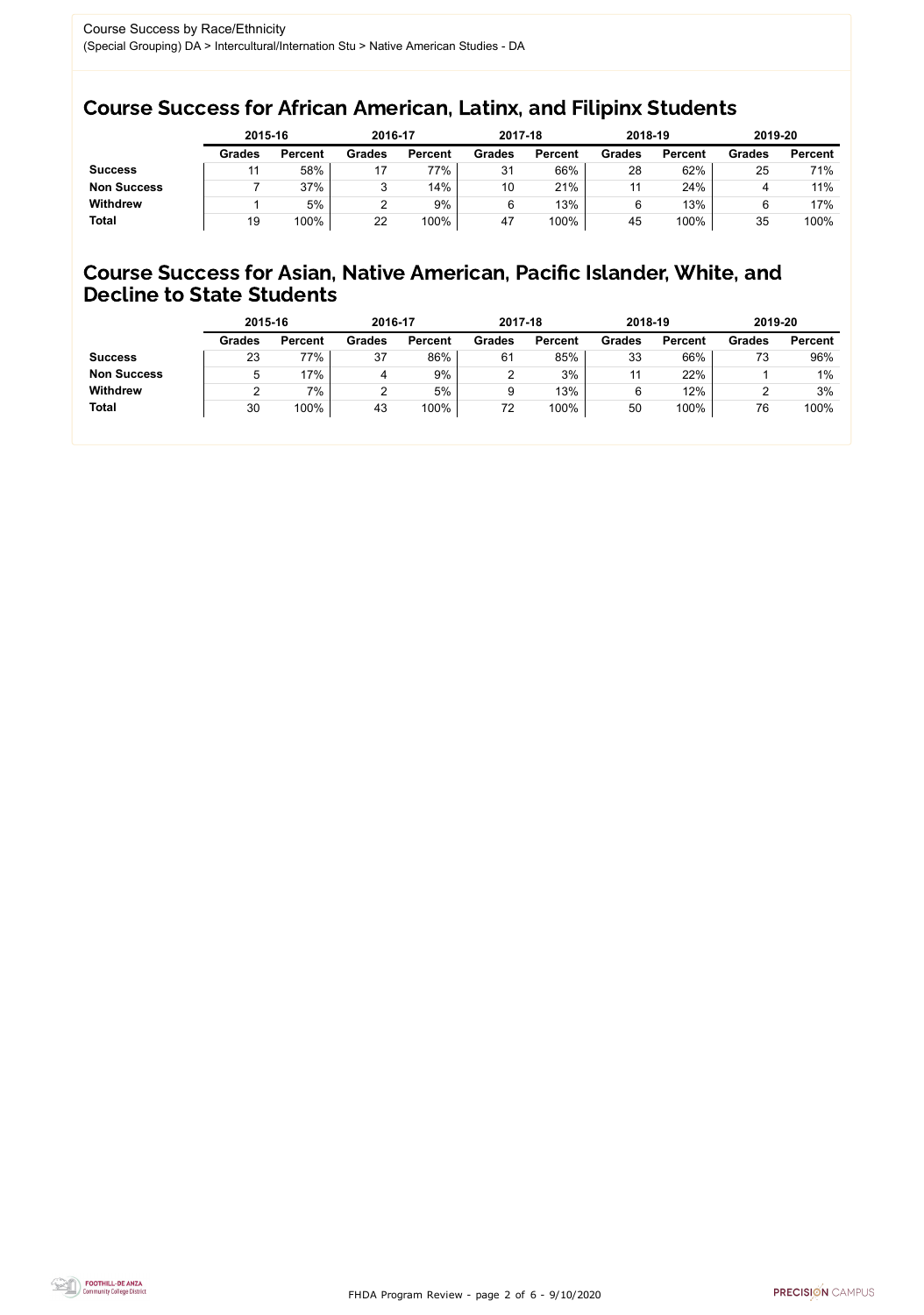Course Success by Race/Ethnicity

(Special Grouping) DA > Intercultural/Internation Stu > Native American Studies - DA

## Course Success for African American, Latinx, and Filipinx Students

| | 2015-16 | | 2016-17 | | 2017-18 | | 2018-19 | | 2019-20 | |
|---|---|---|---|---|---|---|---|---|---|---|
| | Grades | Percent | Grades | Percent | Grades | Percent | Grades | Percent | Grades | Percent |
| **Success** | 11 | 58% | 17 | 77% | 31 | 66% | 28 | 62% | 25 | 71% |
| **Non Success** | 7 | 37% | 3 | 14% | 10 | 21% | 11 | 24% | 4 | 11% |
| **Withdrew** | 1 | 5% | 2 | 9% | 6 | 13% | 6 | 13% | 6 | 17% |
| **Total** | 19 | 100% | 22 | 100% | 47 | 100% | 45 | 100% | 35 | 100% |

## Course Success for Asian, Native American, Pacific Islander, White, and Decline to State Students

| | 2015-16 | | 2016-17 | | 2017-18 | | 2018-19 | | 2019-20 | |
|---|---|---|---|---|---|---|---|---|---|---|
| | Grades | Percent | Grades | Percent | Grades | Percent | Grades | Percent | Grades | Percent |
| **Success** | 23 | 77% | 37 | 86% | 61 | 85% | 33 | 66% | 73 | 96% |
| **Non Success** | 5 | 17% | 4 | 9% | 2 | 3% | 11 | 22% | 1 | 1% |
| **Withdrew** | 2 | 7% | 2 | 5% | 9 | 13% | 6 | 12% | 2 | 3% |
| **Total** | 30 | 100% | 43 | 100% | 72 | 100% | 50 | 100% | 76 | 100% |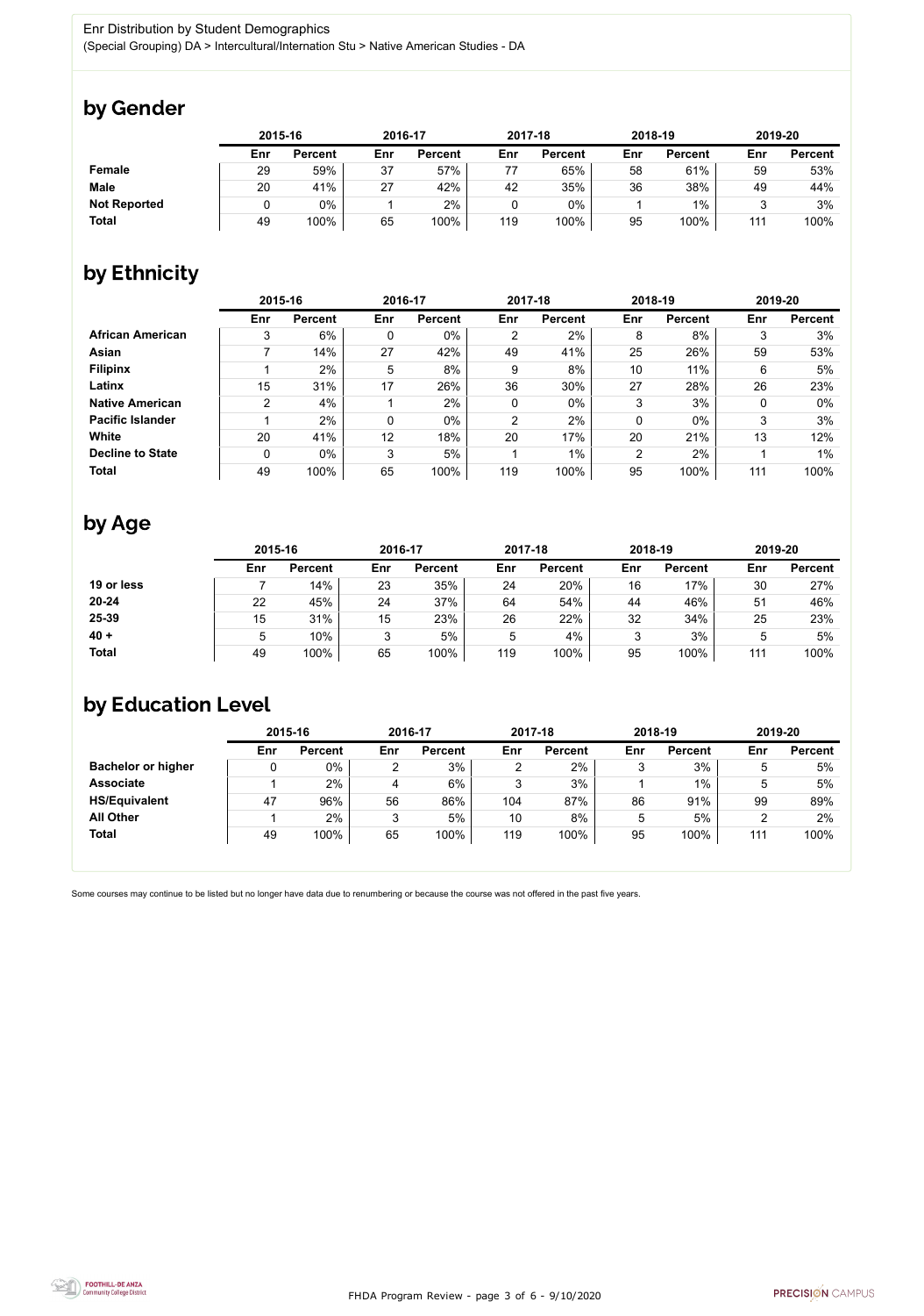Enr Distribution by Student Demographics

(Special Grouping) DA > Intercultural/Internation Stu > Native American Studies - DA

## by Gender

| | 2015-16 | | 2016-17 | | 2017-18 | | 2018-19 | | 2019-20 | |
|---|---|---|---|---|---|---|---|---|---|---|
| | Enr | Percent | Enr | Percent | Enr | Percent | Enr | Percent | Enr | Percent |
| **Female** | 29 | 59% | 37 | 57% | 77 | 65% | 58 | 61% | 59 | 53% |
| **Male** | 20 | 41% | 27 | 42% | 42 | 35% | 36 | 38% | 49 | 44% |
| **Not Reported** | 0 | 0% | 1 | 2% | 0 | 0% | 1 | 1% | 3 | 3% |
| **Total** | 49 | 100% | 65 | 100% | 119 | 100% | 95 | 100% | 111 | 100% |

## by Ethnicity

| | 2015-16 | | 2016-17 | | 2017-18 | | 2018-19 | | 2019-20 | |
|---|---|---|---|---|---|---|---|---|---|---|
| | Enr | Percent | Enr | Percent | Enr | Percent | Enr | Percent | Enr | Percent |
| **African American** | 3 | 6% | 0 | 0% | 2 | 2% | 8 | 8% | 3 | 3% |
| **Asian** | 7 | 14% | 27 | 42% | 49 | 41% | 25 | 26% | 59 | 53% |
| **Filipinx** | 1 | 2% | 5 | 8% | 9 | 8% | 10 | 11% | 6 | 5% |
| **Latinx** | 15 | 31% | 17 | 26% | 36 | 30% | 27 | 28% | 26 | 23% |
| **Native American** | 2 | 4% | 1 | 2% | 0 | 0% | 3 | 3% | 0 | 0% |
| **Pacific Islander** | 1 | 2% | 0 | 0% | 2 | 2% | 0 | 0% | 3 | 3% |
| **White** | 20 | 41% | 12 | 18% | 20 | 17% | 20 | 21% | 13 | 12% |
| **Decline to State** | 0 | 0% | 3 | 5% | 1 | 1% | 2 | 2% | 1 | 1% |
| **Total** | 49 | 100% | 65 | 100% | 119 | 100% | 95 | 100% | 111 | 100% |

## by Age

| | 2015-16 | | 2016-17 | | 2017-18 | | 2018-19 | | 2019-20 | |
|---|---|---|---|---|---|---|---|---|---|---|
| | Enr | Percent | Enr | Percent | Enr | Percent | Enr | Percent | Enr | Percent |
| **19 or less** | 7 | 14% | 23 | 35% | 24 | 20% | 16 | 17% | 30 | 27% |
| **20-24** | 22 | 45% | 24 | 37% | 64 | 54% | 44 | 46% | 51 | 46% |
| **25-39** | 15 | 31% | 15 | 23% | 26 | 22% | 32 | 34% | 25 | 23% |
| **40 +** | 5 | 10% | 3 | 5% | 5 | 4% | 3 | 3% | 5 | 5% |
| **Total** | 49 | 100% | 65 | 100% | 119 | 100% | 95 | 100% | 111 | 100% |

## by Education Level

| | 2015-16 | | 2016-17 | | 2017-18 | | 2018-19 | | 2019-20 | |
|---|---|---|---|---|---|---|---|---|---|---|
| | Enr | Percent | Enr | Percent | Enr | Percent | Enr | Percent | Enr | Percent |
| **Bachelor or higher** | 0 | 0% | 2 | 3% | 2 | 2% | 3 | 3% | 5 | 5% |
| **Associate** | 1 | 2% | 4 | 6% | 3 | 3% | 1 | 1% | 5 | 5% |
| **HS/Equivalent** | 47 | 96% | 56 | 86% | 104 | 87% | 86 | 91% | 99 | 89% |
| **All Other** | 1 | 2% | 3 | 5% | 10 | 8% | 5 | 5% | 2 | 2% |
| **Total** | 49 | 100% | 65 | 100% | 119 | 100% | 95 | 100% | 111 | 100% |

Some courses may continue to be listed but no longer have data due to renumbering or because the course was not offered in the past five years.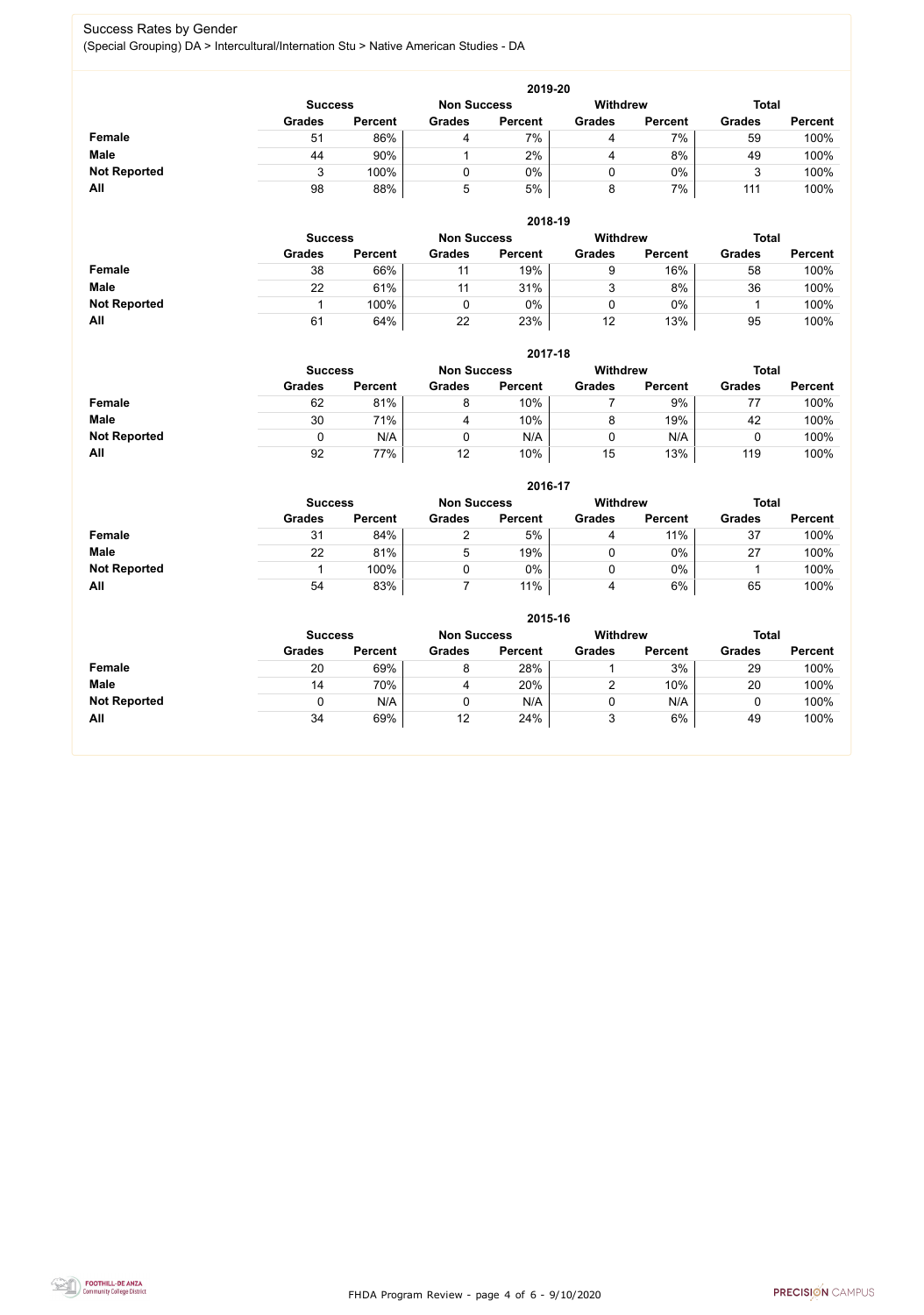## Success Rates by Gender

(Special Grouping) DA > Intercultural/Internation Stu > Native American Studies - DA

### 2019-20

| | Success | | Non Success | | Withdrew | | Total | |
|---|---|---|---|---|---|---|---|---|
| | Grades | Percent | Grades | Percent | Grades | Percent | Grades | Percent |
| **Female** | 51 | 86% | 4 | 7% | 4 | 7% | 59 | 100% |
| **Male** | 44 | 90% | 1 | 2% | 4 | 8% | 49 | 100% |
| **Not Reported** | 3 | 100% | 0 | 0% | 0 | 0% | 3 | 100% |
| **All** | 98 | 88% | 5 | 5% | 8 | 7% | 111 | 100% |

### 2018-19

| | Success | | Non Success | | Withdrew | | Total | |
|---|---|---|---|---|---|---|---|---|
| | Grades | Percent | Grades | Percent | Grades | Percent | Grades | Percent |
| **Female** | 38 | 66% | 11 | 19% | 9 | 16% | 58 | 100% |
| **Male** | 22 | 61% | 11 | 31% | 3 | 8% | 36 | 100% |
| **Not Reported** | 1 | 100% | 0 | 0% | 0 | 0% | 1 | 100% |
| **All** | 61 | 64% | 22 | 23% | 12 | 13% | 95 | 100% |

### 2017-18

| | Success | | Non Success | | Withdrew | | Total | |
|---|---|---|---|---|---|---|---|---|
| | Grades | Percent | Grades | Percent | Grades | Percent | Grades | Percent |
| **Female** | 62 | 81% | 8 | 10% | 7 | 9% | 77 | 100% |
| **Male** | 30 | 71% | 4 | 10% | 8 | 19% | 42 | 100% |
| **Not Reported** | 0 | N/A | 0 | N/A | 0 | N/A | 0 | 100% |
| **All** | 92 | 77% | 12 | 10% | 15 | 13% | 119 | 100% |

### 2016-17

| | Success | | Non Success | | Withdrew | | Total | |
|---|---|---|---|---|---|---|---|---|
| | Grades | Percent | Grades | Percent | Grades | Percent | Grades | Percent |
| **Female** | 31 | 84% | 2 | 5% | 4 | 11% | 37 | 100% |
| **Male** | 22 | 81% | 5 | 19% | 0 | 0% | 27 | 100% |
| **Not Reported** | 1 | 100% | 0 | 0% | 0 | 0% | 1 | 100% |
| **All** | 54 | 83% | 7 | 11% | 4 | 6% | 65 | 100% |

### 2015-16

| | Success | | Non Success | | Withdrew | | Total | |
|---|---|---|---|---|---|---|---|---|
| | Grades | Percent | Grades | Percent | Grades | Percent | Grades | Percent |
| **Female** | 20 | 69% | 8 | 28% | 1 | 3% | 29 | 100% |
| **Male** | 14 | 70% | 4 | 20% | 2 | 10% | 20 | 100% |
| **Not Reported** | 0 | N/A | 0 | N/A | 0 | N/A | 0 | 100% |
| **All** | 34 | 69% | 12 | 24% | 3 | 6% | 49 | 100% |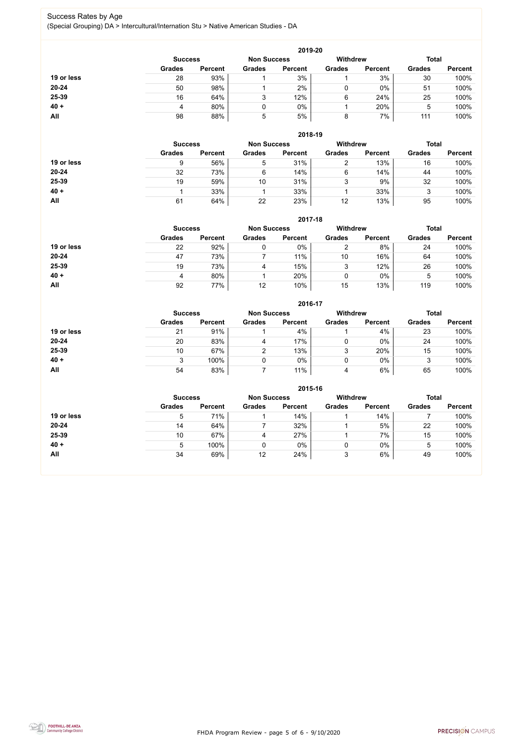## Success Rates by Age

(Special Grouping) DA > Intercultural/Internation Stu > Native American Studies - DA

### 2019-20

| | Success | | Non Success | | Withdrew | | Total | |
|---|---|---|---|---|---|---|---|---|
| | Grades | Percent | Grades | Percent | Grades | Percent | Grades | Percent |
| 19 or less | 28 | 93% | 1 | 3% | 1 | 3% | 30 | 100% |
| 20-24 | 50 | 98% | 1 | 2% | 0 | 0% | 51 | 100% |
| 25-39 | 16 | 64% | 3 | 12% | 6 | 24% | 25 | 100% |
| 40 + | 4 | 80% | 0 | 0% | 1 | 20% | 5 | 100% |
| All | 98 | 88% | 5 | 5% | 8 | 7% | 111 | 100% |

### 2018-19

| | Success | | Non Success | | Withdrew | | Total | |
|---|---|---|---|---|---|---|---|---|
| | Grades | Percent | Grades | Percent | Grades | Percent | Grades | Percent |
| 19 or less | 9 | 56% | 5 | 31% | 2 | 13% | 16 | 100% |
| 20-24 | 32 | 73% | 6 | 14% | 6 | 14% | 44 | 100% |
| 25-39 | 19 | 59% | 10 | 31% | 3 | 9% | 32 | 100% |
| 40 + | 1 | 33% | 1 | 33% | 1 | 33% | 3 | 100% |
| All | 61 | 64% | 22 | 23% | 12 | 13% | 95 | 100% |

### 2017-18

| | Success | | Non Success | | Withdrew | | Total | |
|---|---|---|---|---|---|---|---|---|
| | Grades | Percent | Grades | Percent | Grades | Percent | Grades | Percent |
| 19 or less | 22 | 92% | 0 | 0% | 2 | 8% | 24 | 100% |
| 20-24 | 47 | 73% | 7 | 11% | 10 | 16% | 64 | 100% |
| 25-39 | 19 | 73% | 4 | 15% | 3 | 12% | 26 | 100% |
| 40 + | 4 | 80% | 1 | 20% | 0 | 0% | 5 | 100% |
| All | 92 | 77% | 12 | 10% | 15 | 13% | 119 | 100% |

### 2016-17

| | Success | | Non Success | | Withdrew | | Total | |
|---|---|---|---|---|---|---|---|---|
| | Grades | Percent | Grades | Percent | Grades | Percent | Grades | Percent |
| 19 or less | 21 | 91% | 1 | 4% | 1 | 4% | 23 | 100% |
| 20-24 | 20 | 83% | 4 | 17% | 0 | 0% | 24 | 100% |
| 25-39 | 10 | 67% | 2 | 13% | 3 | 20% | 15 | 100% |
| 40 + | 3 | 100% | 0 | 0% | 0 | 0% | 3 | 100% |
| All | 54 | 83% | 7 | 11% | 4 | 6% | 65 | 100% |

### 2015-16

| | Success | | Non Success | | Withdrew | | Total | |
|---|---|---|---|---|---|---|---|---|
| | Grades | Percent | Grades | Percent | Grades | Percent | Grades | Percent |
| 19 or less | 5 | 71% | 1 | 14% | 1 | 14% | 7 | 100% |
| 20-24 | 14 | 64% | 7 | 32% | 1 | 5% | 22 | 100% |
| 25-39 | 10 | 67% | 4 | 27% | 1 | 7% | 15 | 100% |
| 40 + | 5 | 100% | 0 | 0% | 0 | 0% | 5 | 100% |
| All | 34 | 69% | 12 | 24% | 3 | 6% | 49 | 100% |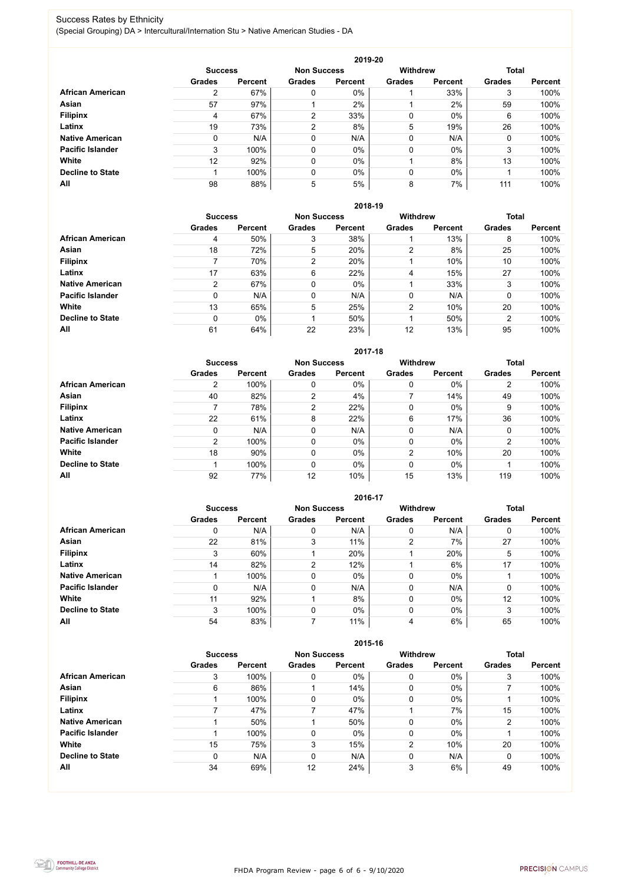# Success Rates by Ethnicity

(Special Grouping) DA > Intercultural/Internation Stu > Native American Studies - DA

## 2019-20

| | Success | | Non Success | | Withdrew | | Total | |
|---|---|---|---|---|---|---|---|---|
| | Grades | Percent | Grades | Percent | Grades | Percent | Grades | Percent |
| African American | 2 | 67% | 0 | 0% | 1 | 33% | 3 | 100% |
| Asian | 57 | 97% | 1 | 2% | 1 | 2% | 59 | 100% |
| Filipinx | 4 | 67% | 2 | 33% | 0 | 0% | 6 | 100% |
| Latinx | 19 | 73% | 2 | 8% | 5 | 19% | 26 | 100% |
| Native American | 0 | N/A | 0 | N/A | 0 | N/A | 0 | 100% |
| Pacific Islander | 3 | 100% | 0 | 0% | 0 | 0% | 3 | 100% |
| White | 12 | 92% | 0 | 0% | 1 | 8% | 13 | 100% |
| Decline to State | 1 | 100% | 0 | 0% | 0 | 0% | 1 | 100% |
| All | 98 | 88% | 5 | 5% | 8 | 7% | 111 | 100% |

## 2018-19

| | Success | | Non Success | | Withdrew | | Total | |
|---|---|---|---|---|---|---|---|---|
| | Grades | Percent | Grades | Percent | Grades | Percent | Grades | Percent |
| African American | 4 | 50% | 3 | 38% | 1 | 13% | 8 | 100% |
| Asian | 18 | 72% | 5 | 20% | 2 | 8% | 25 | 100% |
| Filipinx | 7 | 70% | 2 | 20% | 1 | 10% | 10 | 100% |
| Latinx | 17 | 63% | 6 | 22% | 4 | 15% | 27 | 100% |
| Native American | 2 | 67% | 0 | 0% | 1 | 33% | 3 | 100% |
| Pacific Islander | 0 | N/A | 0 | N/A | 0 | N/A | 0 | 100% |
| White | 13 | 65% | 5 | 25% | 2 | 10% | 20 | 100% |
| Decline to State | 0 | 0% | 1 | 50% | 1 | 50% | 2 | 100% |
| All | 61 | 64% | 22 | 23% | 12 | 13% | 95 | 100% |

## 2017-18

| | Success | | Non Success | | Withdrew | | Total | |
|---|---|---|---|---|---|---|---|---|
| | Grades | Percent | Grades | Percent | Grades | Percent | Grades | Percent |
| African American | 2 | 100% | 0 | 0% | 0 | 0% | 2 | 100% |
| Asian | 40 | 82% | 2 | 4% | 7 | 14% | 49 | 100% |
| Filipinx | 7 | 78% | 2 | 22% | 0 | 0% | 9 | 100% |
| Latinx | 22 | 61% | 8 | 22% | 6 | 17% | 36 | 100% |
| Native American | 0 | N/A | 0 | N/A | 0 | N/A | 0 | 100% |
| Pacific Islander | 2 | 100% | 0 | 0% | 0 | 0% | 2 | 100% |
| White | 18 | 90% | 0 | 0% | 2 | 10% | 20 | 100% |
| Decline to State | 1 | 100% | 0 | 0% | 0 | 0% | 1 | 100% |
| All | 92 | 77% | 12 | 10% | 15 | 13% | 119 | 100% |

## 2016-17

| | Success | | Non Success | | Withdrew | | Total | |
|---|---|---|---|---|---|---|---|---|
| | Grades | Percent | Grades | Percent | Grades | Percent | Grades | Percent |
| African American | 0 | N/A | 0 | N/A | 0 | N/A | 0 | 100% |
| Asian | 22 | 81% | 3 | 11% | 2 | 7% | 27 | 100% |
| Filipinx | 3 | 60% | 1 | 20% | 1 | 20% | 5 | 100% |
| Latinx | 14 | 82% | 2 | 12% | 1 | 6% | 17 | 100% |
| Native American | 1 | 100% | 0 | 0% | 0 | 0% | 1 | 100% |
| Pacific Islander | 0 | N/A | 0 | N/A | 0 | N/A | 0 | 100% |
| White | 11 | 92% | 1 | 8% | 0 | 0% | 12 | 100% |
| Decline to State | 3 | 100% | 0 | 0% | 0 | 0% | 3 | 100% |
| All | 54 | 83% | 7 | 11% | 4 | 6% | 65 | 100% |

## 2015-16

| | Success | | Non Success | | Withdrew | | Total | |
|---|---|---|---|---|---|---|---|---|
| | Grades | Percent | Grades | Percent | Grades | Percent | Grades | Percent |
| African American | 3 | 100% | 0 | 0% | 0 | 0% | 3 | 100% |
| Asian | 6 | 86% | 1 | 14% | 0 | 0% | 7 | 100% |
| Filipinx | 1 | 100% | 0 | 0% | 0 | 0% | 1 | 100% |
| Latinx | 7 | 47% | 7 | 47% | 1 | 7% | 15 | 100% |
| Native American | 1 | 50% | 1 | 50% | 0 | 0% | 2 | 100% |
| Pacific Islander | 1 | 100% | 0 | 0% | 0 | 0% | 1 | 100% |
| White | 15 | 75% | 3 | 15% | 2 | 10% | 20 | 100% |
| Decline to State | 0 | N/A | 0 | N/A | 0 | N/A | 0 | 100% |
| All | 34 | 69% | 12 | 24% | 3 | 6% | 49 | 100% |